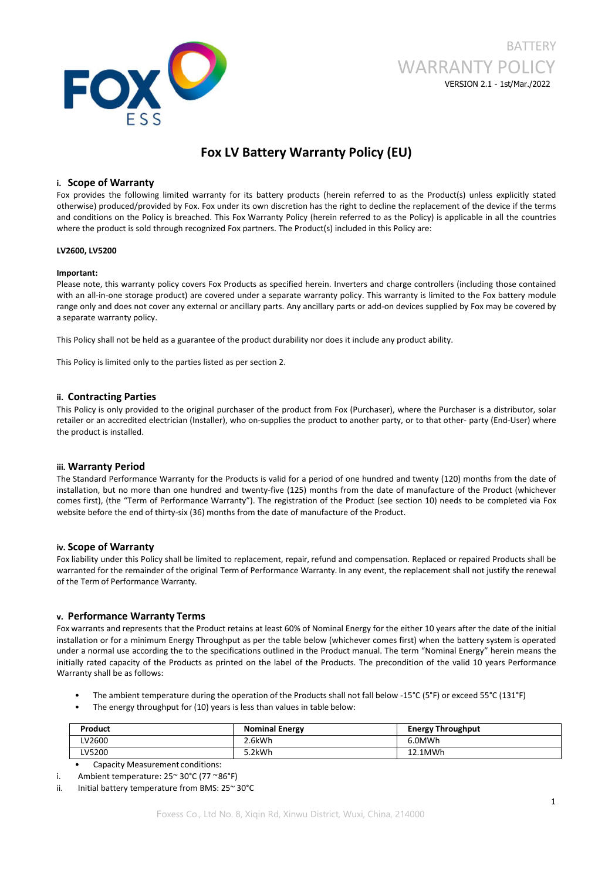BATTERY

WARRANTY POLICY

VERSION 2.1 - 1st/Mar./2022

# Fox LV Battery Warranty Policy (EU)

## i. Scope of Warranty

Fox provides the following limited warranty for its battery products (herein referred to as the Product(s) unless explicitly stated otherwise) produced/provided by Fox. Fox under its own discretion has the right to decline the replacement of the device if the terms and conditions on the Policy is breached. This Fox Warranty Policy (herein referred to as the Policy) is applicable in all the countries where the product is sold through recognized Fox partners. The Product(s) included in this Policy are:

**LV2600, LV5200**

**Important:**

Please note, this warranty policy covers Fox Products as specified herein. Inverters and charge controllers (including those contained with an all-in-one storage product) are covered under a separate warranty policy. This warranty is limited to the Fox battery module range only and does not cover any external or ancillary parts. Any ancillary parts or add-on devices supplied by Fox may be covered by a separate warranty policy.

This Policy shall not be held as a guarantee of the product durability nor does it include any product ability.

This Policy is limited only to the parties listed as per section 2.

## ii. Contracting Parties

This Policy is only provided to the original purchaser of the product from Fox (Purchaser), where the Purchaser is a distributor, solar retailer or an accredited electrician (Installer), who on-supplies the product to another party, or to that other- party (End-User) where the product is installed.

## iii. Warranty Period

The Standard Performance Warranty for the Products is valid for a period of one hundred and twenty (120) months from the date of installation, but no more than one hundred and twenty-five (125) months from the date of manufacture of the Product (whichever comes first), (the "Term of Performance Warranty"). The registration of the Product (see section 10) needs to be completed via Fox website before the end of thirty-six (36) months from the date of manufacture of the Product.

## iv. Scope of Warranty

Fox liability under this Policy shall be limited to replacement, repair, refund and compensation. Replaced or repaired Products shall be warranted for the remainder of the original Term of Performance Warranty. In any event, the replacement shall not justify the renewal of the Term of Performance Warranty.

## v. Performance Warranty Terms

Fox warrants and represents that the Product retains at least 60% of Nominal Energy for the either 10 years after the date of the initial installation or for a minimum Energy Throughput as per the table below (whichever comes first) when the battery system is operated under a normal use according the to the specifications outlined in the Product manual. The term "Nominal Energy" herein means the initially rated capacity of the Products as printed on the label of the Products. The precondition of the valid 10 years Performance Warranty shall be as follows:

- The ambient temperature during the operation of the Products shall not fall below -15°C (5°F) or exceed 55°C (131°F)
- The energy throughput for (10) years is less than values in table below:

| Product | Nominal Energy | Energy Throughput |
|---|---|---|
| LV2600 | 2.6kWh | 6.0MWh |
| LV5200 | 5.2kWh | 12.1MWh |

- Capacity Measurement conditions:

i. Ambient temperature: 25~ 30°C (77 ~86°F)

ii. Initial battery temperature from BMS: 25~ 30°C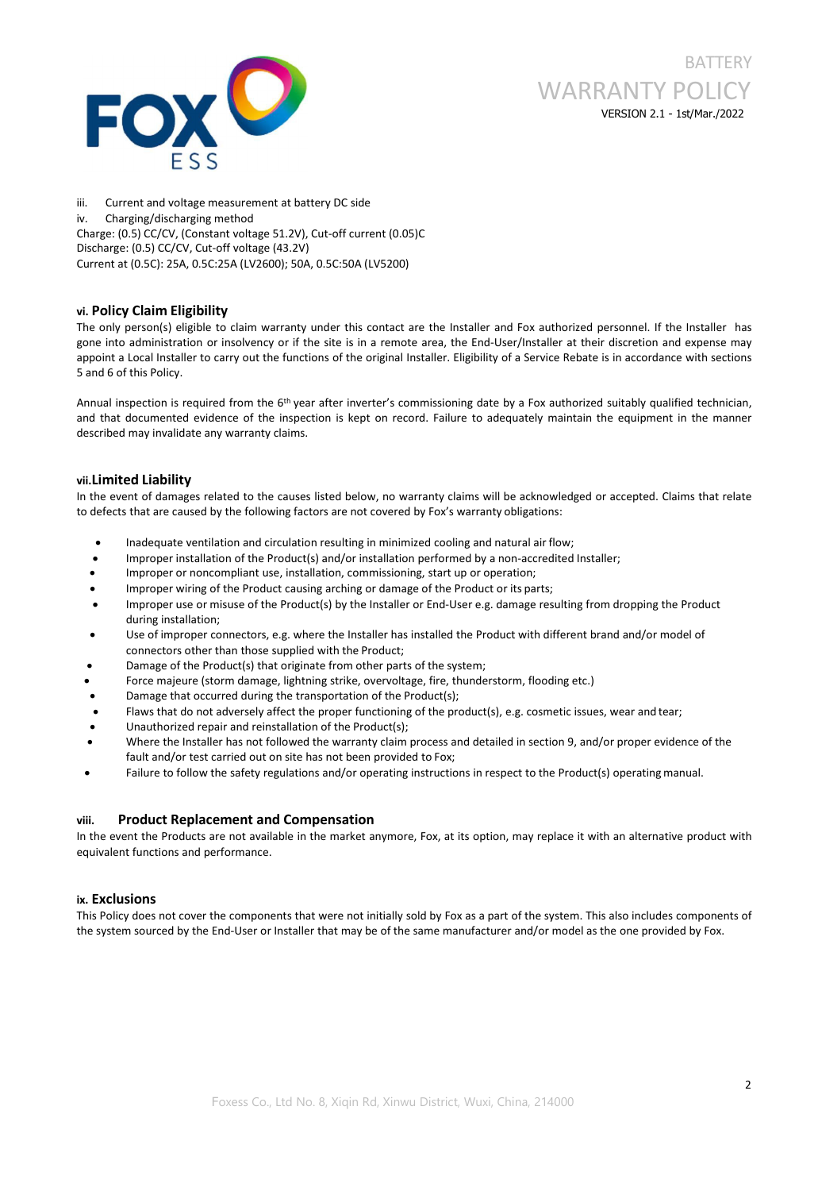iii. Current and voltage measurement at battery DC side

iv. Charging/discharging method

Charge: (0.5) CC/CV, (Constant voltage 51.2V), Cut-off current (0.05)C

Discharge: (0.5) CC/CV, Cut-off voltage (43.2V)

Current at (0.5C): 25A, 0.5C:25A (LV2600); 50A, 0.5C:50A (LV5200)

### vi. Policy Claim Eligibility

The only person(s) eligible to claim warranty under this contact are the Installer and Fox authorized personnel. If the Installer has gone into administration or insolvency or if the site is in a remote area, the End-User/Installer at their discretion and expense may appoint a Local Installer to carry out the functions of the original Installer. Eligibility of a Service Rebate is in accordance with sections 5 and 6 of this Policy.

Annual inspection is required from the 6th year after inverter's commissioning date by a Fox authorized suitably qualified technician, and that documented evidence of the inspection is kept on record. Failure to adequately maintain the equipment in the manner described may invalidate any warranty claims.

### vii. Limited Liability

In the event of damages related to the causes listed below, no warranty claims will be acknowledged or accepted. Claims that relate to defects that are caused by the following factors are not covered by Fox's warranty obligations:

- Inadequate ventilation and circulation resulting in minimized cooling and natural air flow;
- Improper installation of the Product(s) and/or installation performed by a non-accredited Installer;
- Improper or noncompliant use, installation, commissioning, start up or operation;
- Improper wiring of the Product causing arching or damage of the Product or its parts;
- Improper use or misuse of the Product(s) by the Installer or End-User e.g. damage resulting from dropping the Product during installation;
- Use of improper connectors, e.g. where the Installer has installed the Product with different brand and/or model of connectors other than those supplied with the Product;
- Damage of the Product(s) that originate from other parts of the system;
- Force majeure (storm damage, lightning strike, overvoltage, fire, thunderstorm, flooding etc.)
- Damage that occurred during the transportation of the Product(s);
- Flaws that do not adversely affect the proper functioning of the product(s), e.g. cosmetic issues, wear and tear;
- Unauthorized repair and reinstallation of the Product(s);
- Where the Installer has not followed the warranty claim process and detailed in section 9, and/or proper evidence of the fault and/or test carried out on site has not been provided to Fox;
- Failure to follow the safety regulations and/or operating instructions in respect to the Product(s) operating manual.

### viii. Product Replacement and Compensation

In the event the Products are not available in the market anymore, Fox, at its option, may replace it with an alternative product with equivalent functions and performance.

### ix. Exclusions

This Policy does not cover the components that were not initially sold by Fox as a part of the system. This also includes components of the system sourced by the End-User or Installer that may be of the same manufacturer and/or model as the one provided by Fox.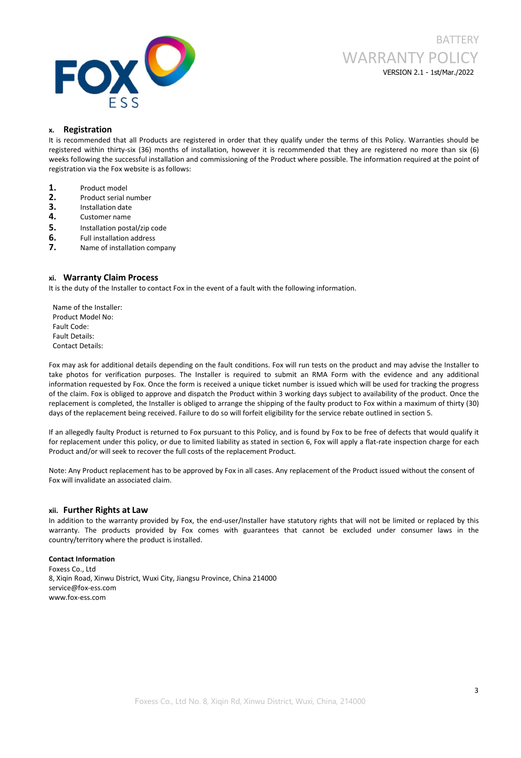### x. Registration

It is recommended that all Products are registered in order that they qualify under the terms of this Policy. Warranties should be registered within thirty-six (36) months of installation, however it is recommended that they are registered no more than six (6) weeks following the successful installation and commissioning of the Product where possible. The information required at the point of registration via the Fox website is as follows:

1. Product model
2. Product serial number
3. Installation date
4. Customer name
5. Installation postal/zip code
6. Full installation address
7. Name of installation company

### xi. Warranty Claim Process

It is the duty of the Installer to contact Fox in the event of a fault with the following information.

Name of the Installer:
Product Model No:
Fault Code:
Fault Details:
Contact Details:

Fox may ask for additional details depending on the fault conditions. Fox will run tests on the product and may advise the Installer to take photos for verification purposes. The Installer is required to submit an RMA Form with the evidence and any additional information requested by Fox. Once the form is received a unique ticket number is issued which will be used for tracking the progress of the claim. Fox is obliged to approve and dispatch the Product within 3 working days subject to availability of the product. Once the replacement is completed, the Installer is obliged to arrange the shipping of the faulty product to Fox within a maximum of thirty (30) days of the replacement being received. Failure to do so will forfeit eligibility for the service rebate outlined in section 5.

If an allegedly faulty Product is returned to Fox pursuant to this Policy, and is found by Fox to be free of defects that would qualify it for replacement under this policy, or due to limited liability as stated in section 6, Fox will apply a flat-rate inspection charge for each Product and/or will seek to recover the full costs of the replacement Product.

Note: Any Product replacement has to be approved by Fox in all cases. Any replacement of the Product issued without the consent of Fox will invalidate an associated claim.

### xii. Further Rights at Law

In addition to the warranty provided by Fox, the end-user/Installer have statutory rights that will not be limited or replaced by this warranty. The products provided by Fox comes with guarantees that cannot be excluded under consumer laws in the country/territory where the product is installed.

**Contact Information**

Foxess Co., Ltd
8, Xiqin Road, Xinwu District, Wuxi City, Jiangsu Province, China 214000
service@fox-ess.com
www.fox-ess.com